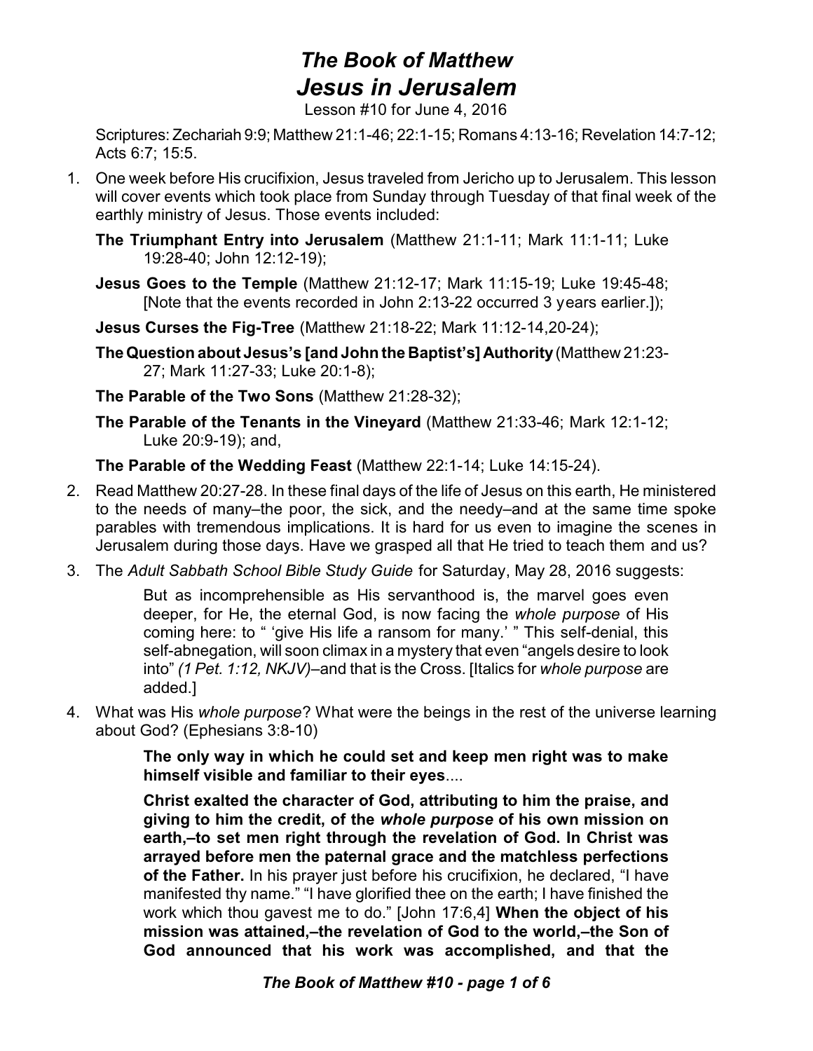# *The Book of Matthew*
# *Jesus in Jerusalem*

Lesson #10 for June 4, 2016

Scriptures: Zechariah 9:9; Matthew 21:1-46; 22:1-15; Romans 4:13-16; Revelation 14:7-12; Acts 6:7; 15:5.

1. One week before His crucifixion, Jesus traveled from Jericho up to Jerusalem. This lesson will cover events which took place from Sunday through Tuesday of that final week of the earthly ministry of Jesus. Those events included:

   **The Triumphant Entry into Jerusalem** (Matthew 21:1-11; Mark 11:1-11; Luke 19:28-40; John 12:12-19);

   **Jesus Goes to the Temple** (Matthew 21:12-17; Mark 11:15-19; Luke 19:45-48; [Note that the events recorded in John 2:13-22 occurred 3 years earlier.]);

   **Jesus Curses the Fig-Tree** (Matthew 21:18-22; Mark 11:12-14,20-24);

   **The Question about Jesus's [and John the Baptist's] Authority** (Matthew 21:23-27; Mark 11:27-33; Luke 20:1-8);

   **The Parable of the Two Sons** (Matthew 21:28-32);

   **The Parable of the Tenants in the Vineyard** (Matthew 21:33-46; Mark 12:1-12; Luke 20:9-19); and,

   **The Parable of the Wedding Feast** (Matthew 22:1-14; Luke 14:15-24).

2. Read Matthew 20:27-28. In these final days of the life of Jesus on this earth, He ministered to the needs of many–the poor, the sick, and the needy–and at the same time spoke parables with tremendous implications. It is hard for us even to imagine the scenes in Jerusalem during those days. Have we grasped all that He tried to teach them and us?

3. The *Adult Sabbath School Bible Study Guide* for Saturday, May 28, 2016 suggests:

   > But as incomprehensible as His servanthood is, the marvel goes even deeper, for He, the eternal God, is now facing the *whole purpose* of His coming here: to " 'give His life a ransom for many.' " This self-denial, this self-abnegation, will soon climax in a mystery that even "angels desire to look into" *(1 Pet. 1:12, NKJV)*–and that is the Cross. [Italics for *whole purpose* are added.]

4. What was His *whole purpose*? What were the beings in the rest of the universe learning about God? (Ephesians 3:8-10)

   > **The only way in which he could set and keep men right was to make himself visible and familiar to their eyes**....
   >
   > **Christ exalted the character of God, attributing to him the praise, and giving to him the credit, of the *whole purpose* of his own mission on earth,–to set men right through the revelation of God. In Christ was arrayed before men the paternal grace and the matchless perfections of the Father.** In his prayer just before his crucifixion, he declared, "I have manifested thy name." "I have glorified thee on the earth; I have finished the work which thou gavest me to do." [John 17:6,4] **When the object of his mission was attained,–the revelation of God to the world,–the Son of God announced that his work was accomplished, and that the**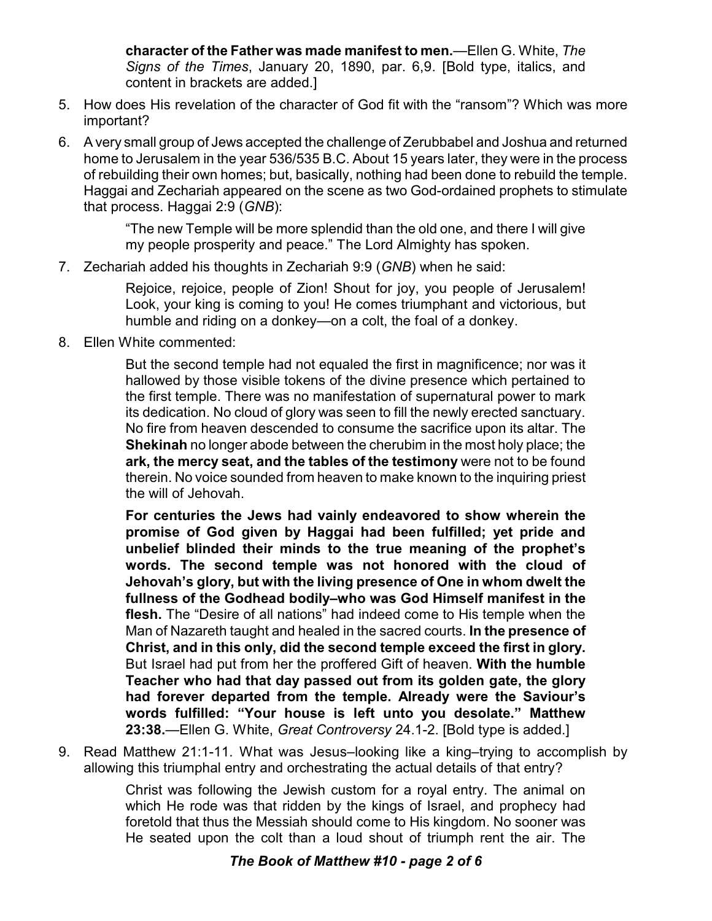**character of the Father was made manifest to men.**—Ellen G. White, *The Signs of the Times*, January 20, 1890, par. 6,9. [Bold type, italics, and content in brackets are added.]

5. How does His revelation of the character of God fit with the "ransom"? Which was more important?

6. A very small group of Jews accepted the challenge of Zerubbabel and Joshua and returned home to Jerusalem in the year 536/535 B.C. About 15 years later, they were in the process of rebuilding their own homes; but, basically, nothing had been done to rebuild the temple. Haggai and Zechariah appeared on the scene as two God-ordained prophets to stimulate that process. Haggai 2:9 (*GNB*):

   > "The new Temple will be more splendid than the old one, and there I will give my people prosperity and peace." The Lord Almighty has spoken.

7. Zechariah added his thoughts in Zechariah 9:9 (*GNB*) when he said:

   > Rejoice, rejoice, people of Zion! Shout for joy, you people of Jerusalem! Look, your king is coming to you! He comes triumphant and victorious, but humble and riding on a donkey—on a colt, the foal of a donkey.

8. Ellen White commented:

   > But the second temple had not equaled the first in magnificence; nor was it hallowed by those visible tokens of the divine presence which pertained to the first temple. There was no manifestation of supernatural power to mark its dedication. No cloud of glory was seen to fill the newly erected sanctuary. No fire from heaven descended to consume the sacrifice upon its altar. The **Shekinah** no longer abode between the cherubim in the most holy place; the **ark, the mercy seat, and the tables of the testimony** were not to be found therein. No voice sounded from heaven to make known to the inquiring priest the will of Jehovah.
   >
   > **For centuries the Jews had vainly endeavored to show wherein the promise of God given by Haggai had been fulfilled; yet pride and unbelief blinded their minds to the true meaning of the prophet's words. The second temple was not honored with the cloud of Jehovah's glory, but with the living presence of One in whom dwelt the fullness of the Godhead bodily–who was God Himself manifest in the flesh.** The "Desire of all nations" had indeed come to His temple when the Man of Nazareth taught and healed in the sacred courts. **In the presence of Christ, and in this only, did the second temple exceed the first in glory.** But Israel had put from her the proffered Gift of heaven. **With the humble Teacher who had that day passed out from its golden gate, the glory had forever departed from the temple. Already were the Saviour's words fulfilled: "Your house is left unto you desolate." Matthew 23:38.**—Ellen G. White, *Great Controversy* 24.1-2. [Bold type is added.]

9. Read Matthew 21:1-11. What was Jesus–looking like a king–trying to accomplish by allowing this triumphal entry and orchestrating the actual details of that entry?

   > Christ was following the Jewish custom for a royal entry. The animal on which He rode was that ridden by the kings of Israel, and prophecy had foretold that thus the Messiah should come to His kingdom. No sooner was He seated upon the colt than a loud shout of triumph rent the air. The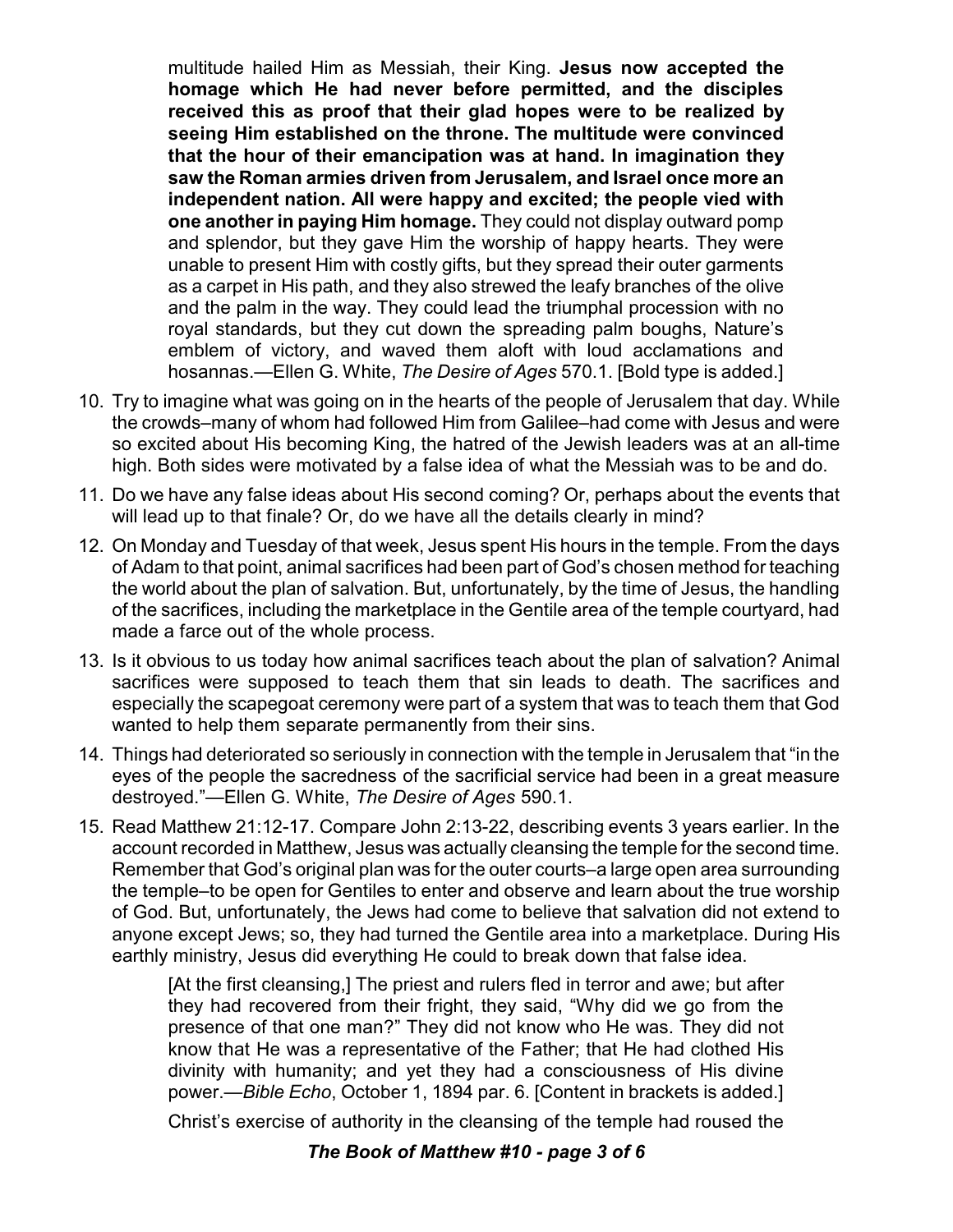> multitude hailed Him as Messiah, their King. **Jesus now accepted the homage which He had never before permitted, and the disciples received this as proof that their glad hopes were to be realized by seeing Him established on the throne. The multitude were convinced that the hour of their emancipation was at hand. In imagination they saw the Roman armies driven from Jerusalem, and Israel once more an independent nation. All were happy and excited; the people vied with one another in paying Him homage.** They could not display outward pomp and splendor, but they gave Him the worship of happy hearts. They were unable to present Him with costly gifts, but they spread their outer garments as a carpet in His path, and they also strewed the leafy branches of the olive and the palm in the way. They could lead the triumphal procession with no royal standards, but they cut down the spreading palm boughs, Nature's emblem of victory, and waved them aloft with loud acclamations and hosannas.—Ellen G. White, *The Desire of Ages* 570.1. [Bold type is added.]

10. Try to imagine what was going on in the hearts of the people of Jerusalem that day. While the crowds–many of whom had followed Him from Galilee–had come with Jesus and were so excited about His becoming King, the hatred of the Jewish leaders was at an all-time high. Both sides were motivated by a false idea of what the Messiah was to be and do.
11. Do we have any false ideas about His second coming? Or, perhaps about the events that will lead up to that finale? Or, do we have all the details clearly in mind?
12. On Monday and Tuesday of that week, Jesus spent His hours in the temple. From the days of Adam to that point, animal sacrifices had been part of God's chosen method for teaching the world about the plan of salvation. But, unfortunately, by the time of Jesus, the handling of the sacrifices, including the marketplace in the Gentile area of the temple courtyard, had made a farce out of the whole process.
13. Is it obvious to us today how animal sacrifices teach about the plan of salvation? Animal sacrifices were supposed to teach them that sin leads to death. The sacrifices and especially the scapegoat ceremony were part of a system that was to teach them that God wanted to help them separate permanently from their sins.
14. Things had deteriorated so seriously in connection with the temple in Jerusalem that "in the eyes of the people the sacredness of the sacrificial service had been in a great measure destroyed."—Ellen G. White, *The Desire of Ages* 590.1.
15. Read Matthew 21:12-17. Compare John 2:13-22, describing events 3 years earlier. In the account recorded in Matthew, Jesus was actually cleansing the temple for the second time. Remember that God's original plan was for the outer courts–a large open area surrounding the temple–to be open for Gentiles to enter and observe and learn about the true worship of God. But, unfortunately, the Jews had come to believe that salvation did not extend to anyone except Jews; so, they had turned the Gentile area into a marketplace. During His earthly ministry, Jesus did everything He could to break down that false idea.

> [At the first cleansing,] The priest and rulers fled in terror and awe; but after they had recovered from their fright, they said, "Why did we go from the presence of that one man?" They did not know who He was. They did not know that He was a representative of the Father; that He had clothed His divinity with humanity; and yet they had a consciousness of His divine power.—*Bible Echo*, October 1, 1894 par. 6. [Content in brackets is added.]
>
> Christ's exercise of authority in the cleansing of the temple had roused the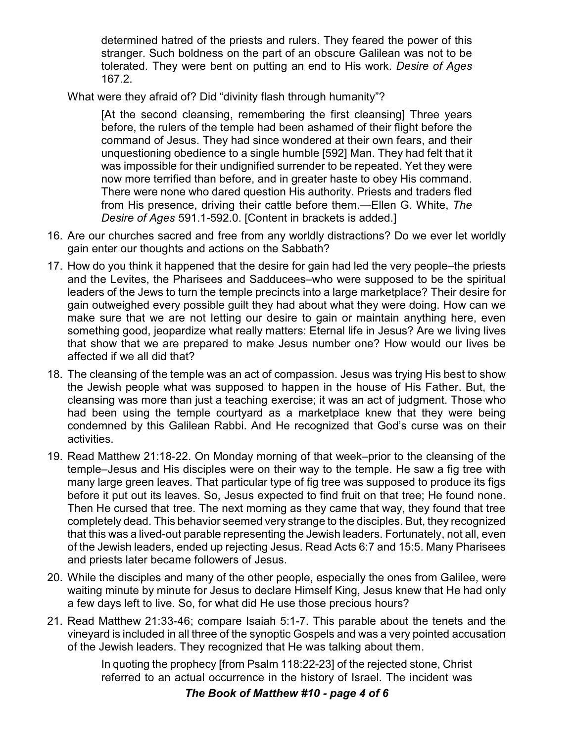> determined hatred of the priests and rulers. They feared the power of this stranger. Such boldness on the part of an obscure Galilean was not to be tolerated. They were bent on putting an end to His work. *Desire of Ages* 167.2.

What were they afraid of? Did "divinity flash through humanity"?

> [At the second cleansing, remembering the first cleansing] Three years before, the rulers of the temple had been ashamed of their flight before the command of Jesus. They had since wondered at their own fears, and their unquestioning obedience to a single humble [592] Man. They had felt that it was impossible for their undignified surrender to be repeated. Yet they were now more terrified than before, and in greater haste to obey His command. There were none who dared question His authority. Priests and traders fled from His presence, driving their cattle before them.—Ellen G. White, *The Desire of Ages* 591.1-592.0. [Content in brackets is added.]

16. Are our churches sacred and free from any worldly distractions? Do we ever let worldly gain enter our thoughts and actions on the Sabbath?
17. How do you think it happened that the desire for gain had led the very people–the priests and the Levites, the Pharisees and Sadducees–who were supposed to be the spiritual leaders of the Jews to turn the temple precincts into a large marketplace? Their desire for gain outweighed every possible guilt they had about what they were doing. How can we make sure that we are not letting our desire to gain or maintain anything here, even something good, jeopardize what really matters: Eternal life in Jesus? Are we living lives that show that we are prepared to make Jesus number one? How would our lives be affected if we all did that?
18. The cleansing of the temple was an act of compassion. Jesus was trying His best to show the Jewish people what was supposed to happen in the house of His Father. But, the cleansing was more than just a teaching exercise; it was an act of judgment. Those who had been using the temple courtyard as a marketplace knew that they were being condemned by this Galilean Rabbi. And He recognized that God's curse was on their activities.
19. Read Matthew 21:18-22. On Monday morning of that week–prior to the cleansing of the temple–Jesus and His disciples were on their way to the temple. He saw a fig tree with many large green leaves. That particular type of fig tree was supposed to produce its figs before it put out its leaves. So, Jesus expected to find fruit on that tree; He found none. Then He cursed that tree. The next morning as they came that way, they found that tree completely dead. This behavior seemed very strange to the disciples. But, they recognized that this was a lived-out parable representing the Jewish leaders. Fortunately, not all, even of the Jewish leaders, ended up rejecting Jesus. Read Acts 6:7 and 15:5. Many Pharisees and priests later became followers of Jesus.
20. While the disciples and many of the other people, especially the ones from Galilee, were waiting minute by minute for Jesus to declare Himself King, Jesus knew that He had only a few days left to live. So, for what did He use those precious hours?
21. Read Matthew 21:33-46; compare Isaiah 5:1-7. This parable about the tenets and the vineyard is included in all three of the synoptic Gospels and was a very pointed accusation of the Jewish leaders. They recognized that He was talking about them.

> In quoting the prophecy [from Psalm 118:22-23] of the rejected stone, Christ referred to an actual occurrence in the history of Israel. The incident was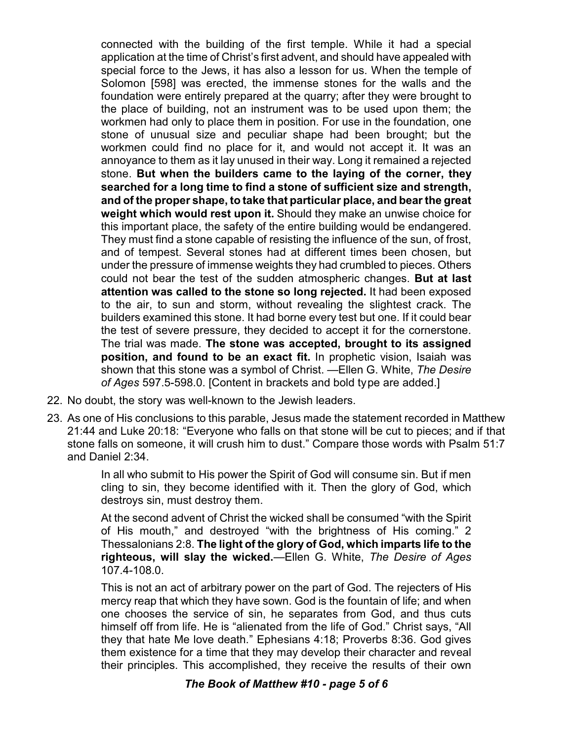> connected with the building of the first temple. While it had a special application at the time of Christ's first advent, and should have appealed with special force to the Jews, it has also a lesson for us. When the temple of Solomon [598] was erected, the immense stones for the walls and the foundation were entirely prepared at the quarry; after they were brought to the place of building, not an instrument was to be used upon them; the workmen had only to place them in position. For use in the foundation, one stone of unusual size and peculiar shape had been brought; but the workmen could find no place for it, and would not accept it. It was an annoyance to them as it lay unused in their way. Long it remained a rejected stone. **But when the builders came to the laying of the corner, they searched for a long time to find a stone of sufficient size and strength, and of the proper shape, to take that particular place, and bear the great weight which would rest upon it.** Should they make an unwise choice for this important place, the safety of the entire building would be endangered. They must find a stone capable of resisting the influence of the sun, of frost, and of tempest. Several stones had at different times been chosen, but under the pressure of immense weights they had crumbled to pieces. Others could not bear the test of the sudden atmospheric changes. **But at last attention was called to the stone so long rejected.** It had been exposed to the air, to sun and storm, without revealing the slightest crack. The builders examined this stone. It had borne every test but one. If it could bear the test of severe pressure, they decided to accept it for the cornerstone. The trial was made. **The stone was accepted, brought to its assigned position, and found to be an exact fit.** In prophetic vision, Isaiah was shown that this stone was a symbol of Christ. —Ellen G. White, *The Desire of Ages* 597.5-598.0. [Content in brackets and bold type are added.]

22. No doubt, the story was well-known to the Jewish leaders.
23. As one of His conclusions to this parable, Jesus made the statement recorded in Matthew 21:44 and Luke 20:18: "Everyone who falls on that stone will be cut to pieces; and if that stone falls on someone, it will crush him to dust." Compare those words with Psalm 51:7 and Daniel 2:34.

> In all who submit to His power the Spirit of God will consume sin. But if men cling to sin, they become identified with it. Then the glory of God, which destroys sin, must destroy them.
>
> At the second advent of Christ the wicked shall be consumed "with the Spirit of His mouth," and destroyed "with the brightness of His coming." 2 Thessalonians 2:8. **The light of the glory of God, which imparts life to the righteous, will slay the wicked.**—Ellen G. White, *The Desire of Ages* 107.4-108.0.
>
> This is not an act of arbitrary power on the part of God. The rejecters of His mercy reap that which they have sown. God is the fountain of life; and when one chooses the service of sin, he separates from God, and thus cuts himself off from life. He is "alienated from the life of God." Christ says, "All they that hate Me love death." Ephesians 4:18; Proverbs 8:36. God gives them existence for a time that they may develop their character and reveal their principles. This accomplished, they receive the results of their own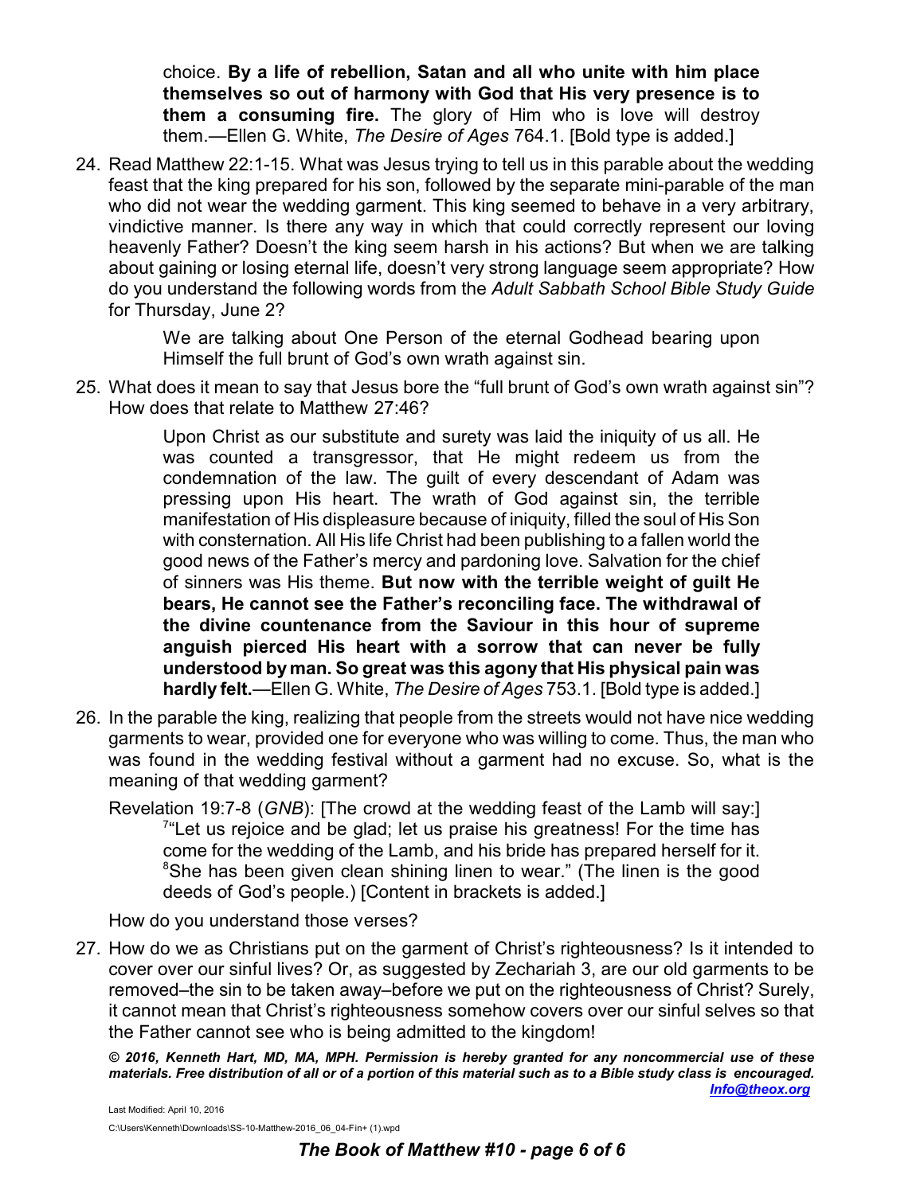choice. **By a life of rebellion, Satan and all who unite with him place themselves so out of harmony with God that His very presence is to them a consuming fire.** The glory of Him who is love will destroy them.—Ellen G. White, *The Desire of Ages* 764.1. [Bold type is added.]

24. Read Matthew 22:1-15. What was Jesus trying to tell us in this parable about the wedding feast that the king prepared for his son, followed by the separate mini-parable of the man who did not wear the wedding garment. This king seemed to behave in a very arbitrary, vindictive manner. Is there any way in which that could correctly represent our loving heavenly Father? Doesn't the king seem harsh in his actions? But when we are talking about gaining or losing eternal life, doesn't very strong language seem appropriate? How do you understand the following words from the *Adult Sabbath School Bible Study Guide* for Thursday, June 2?

> We are talking about One Person of the eternal Godhead bearing upon Himself the full brunt of God's own wrath against sin.

25. What does it mean to say that Jesus bore the "full brunt of God's own wrath against sin"? How does that relate to Matthew 27:46?

> Upon Christ as our substitute and surety was laid the iniquity of us all. He was counted a transgressor, that He might redeem us from the condemnation of the law. The guilt of every descendant of Adam was pressing upon His heart. The wrath of God against sin, the terrible manifestation of His displeasure because of iniquity, filled the soul of His Son with consternation. All His life Christ had been publishing to a fallen world the good news of the Father's mercy and pardoning love. Salvation for the chief of sinners was His theme. **But now with the terrible weight of guilt He bears, He cannot see the Father's reconciling face. The withdrawal of the divine countenance from the Saviour in this hour of supreme anguish pierced His heart with a sorrow that can never be fully understood by man. So great was this agony that His physical pain was hardly felt.**—Ellen G. White, *The Desire of Ages* 753.1. [Bold type is added.]

26. In the parable the king, realizing that people from the streets would not have nice wedding garments to wear, provided one for everyone who was willing to come. Thus, the man who was found in the wedding festival without a garment had no excuse. So, what is the meaning of that wedding garment?

    Revelation 19:7-8 (*GNB*): [The crowd at the wedding feast of the Lamb will say:]
    > [7]"Let us rejoice and be glad; let us praise his greatness! For the time has come for the wedding of the Lamb, and his bride has prepared herself for it. [8]She has been given clean shining linen to wear." (The linen is the good deeds of God's people.) [Content in brackets is added.]

    How do you understand those verses?

27. How do we as Christians put on the garment of Christ's righteousness? Is it intended to cover over our sinful lives? Or, as suggested by Zechariah 3, are our old garments to be removed–the sin to be taken away–before we put on the righteousness of Christ? Surely, it cannot mean that Christ's righteousness somehow covers over our sinful selves so that the Father cannot see who is being admitted to the kingdom!

***© 2016, Kenneth Hart, MD, MA, MPH. Permission is hereby granted for any noncommercial use of these materials. Free distribution of all or of a portion of this material such as to a Bible study class is encouraged. Info@theox.org***

Last Modified: April 10, 2016

C:\Users\Kenneth\Downloads\SS-10-Matthew-2016_06_04-Fin+ (1).wpd